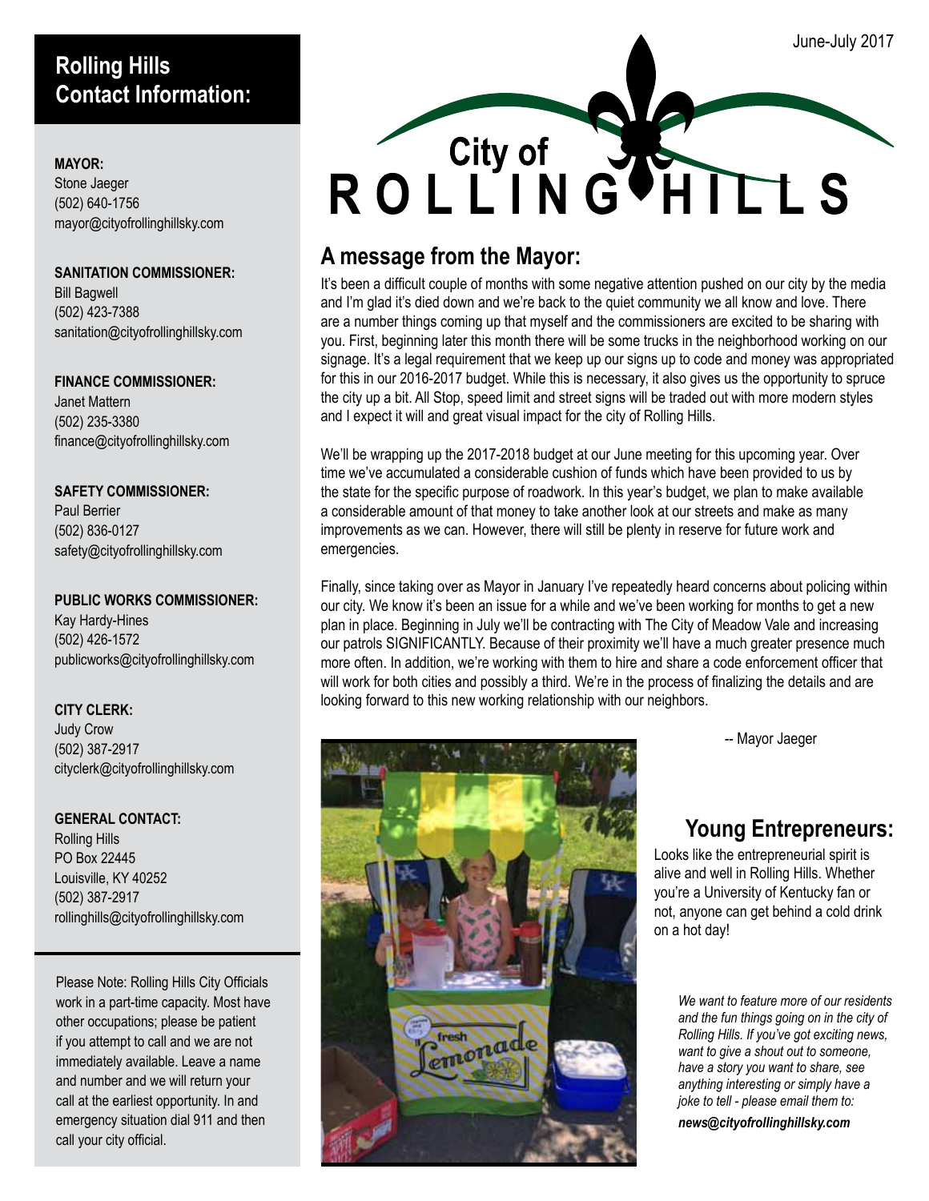June-July 2017

# City of ROLLING HILLS

## A message from the Mayor:

It's been a difficult couple of months with some negative attention pushed on our city by the media and I'm glad it's died down and we're back to the quiet community we all know and love. There are a number things coming up that myself and the commissioners are excited to be sharing with you. First, beginning later this month there will be some trucks in the neighborhood working on our signage. It's a legal requirement that we keep up our signs up to code and money was appropriated for this in our 2016-2017 budget. While this is necessary, it also gives us the opportunity to spruce the city up a bit. All Stop, speed limit and street signs will be traded out with more modern styles and I expect it will and great visual impact for the city of Rolling Hills.

We'll be wrapping up the 2017-2018 budget at our June meeting for this upcoming year. Over time we've accumulated a considerable cushion of funds which have been provided to us by the state for the specific purpose of roadwork. In this year's budget, we plan to make available a considerable amount of that money to take another look at our streets and make as many improvements as we can. However, there will still be plenty in reserve for future work and emergencies.

Finally, since taking over as Mayor in January I've repeatedly heard concerns about policing within our city. We know it's been an issue for a while and we've been working for months to get a new plan in place. Beginning in July we'll be contracting with The City of Meadow Vale and increasing our patrols SIGNIFICANTLY. Because of their proximity we'll have a much greater presence much more often. In addition, we're working with them to hire and share a code enforcement officer that will work for both cities and possibly a third. We're in the process of finalizing the details and are looking forward to this new working relationship with our neighbors.

-- Mayor Jaeger

## Young Entrepreneurs:

Looks like the entrepreneurial spirit is alive and well in Rolling Hills. Whether you're a University of Kentucky fan or not, anyone can get behind a cold drink on a hot day!

*We want to feature more of our residents and the fun things going on in the city of Rolling Hills. If you've got exciting news, want to give a shout out to someone, have a story you want to share, see anything interesting or simply have a joke to tell - please email them to:*

***news@cityofrollinghillsky.com***

## Rolling Hills Contact Information:

**MAYOR:**
Stone Jaeger
(502) 640-1756
mayor@cityofrollinghillsky.com

**SANITATION COMMISSIONER:**
Bill Bagwell
(502) 423-7388
sanitation@cityofrollinghillsky.com

**FINANCE COMMISSIONER:**
Janet Mattern
(502) 235-3380
finance@cityofrollinghillsky.com

**SAFETY COMMISSIONER:**
Paul Berrier
(502) 836-0127
safety@cityofrollinghillsky.com

**PUBLIC WORKS COMMISSIONER:**
Kay Hardy-Hines
(502) 426-1572
publicworks@cityofrollinghillsky.com

**CITY CLERK:**
Judy Crow
(502) 387-2917
cityclerk@cityofrollinghillsky.com

**GENERAL CONTACT:**
Rolling Hills
PO Box 22445
Louisville, KY 40252
(502) 387-2917
rollinghills@cityofrollinghillsky.com

Please Note: Rolling Hills City Officials work in a part-time capacity. Most have other occupations; please be patient if you attempt to call and we are not immediately available. Leave a name and number and we will return your call at the earliest opportunity. In and emergency situation dial 911 and then call your city official.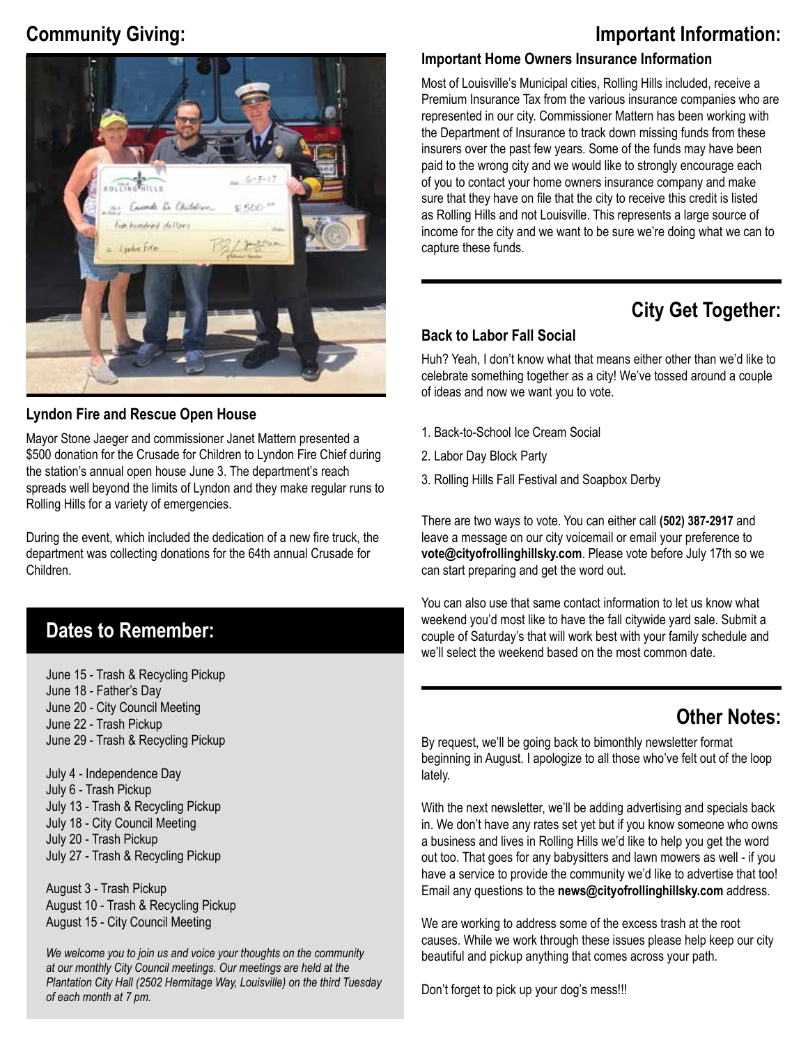## Community Giving:

### Lyndon Fire and Rescue Open House

Mayor Stone Jaeger and commissioner Janet Mattern presented a $500 donation for the Crusade for Children to Lyndon Fire Chief during the station's annual open house June 3. The department's reach spreads well beyond the limits of Lyndon and they make regular runs to Rolling Hills for a variety of emergencies.

During the event, which included the dedication of a new fire truck, the department was collecting donations for the 64th annual Crusade for Children.

## Dates to Remember:

June 15 - Trash & Recycling Pickup
June 18 - Father's Day
June 20 - City Council Meeting
June 22 - Trash Pickup
June 29 - Trash & Recycling Pickup

July 4 - Independence Day
July 6 - Trash Pickup
July 13 - Trash & Recycling Pickup
July 18 - City Council Meeting
July 20 - Trash Pickup
July 27 - Trash & Recycling Pickup

August 3 - Trash Pickup
August 10 - Trash & Recycling Pickup
August 15 - City Council Meeting

*We welcome you to join us and voice your thoughts on the community at our monthly City Council meetings. Our meetings are held at the Plantation City Hall (2502 Hermitage Way, Louisville) on the third Tuesday of each month at 7 pm.*

## Important Information:

### Important Home Owners Insurance Information

Most of Louisville's Municipal cities, Rolling Hills included, receive a Premium Insurance Tax from the various insurance companies who are represented in our city. Commissioner Mattern has been working with the Department of Insurance to track down missing funds from these insurers over the past few years. Some of the funds may have been paid to the wrong city and we would like to strongly encourage each of you to contact your home owners insurance company and make sure that they have on file that the city to receive this credit is listed as Rolling Hills and not Louisville. This represents a large source of income for the city and we want to be sure we're doing what we can to capture these funds.

## City Get Together:

### Back to Labor Fall Social

Huh? Yeah, I don't know what that means either other than we'd like to celebrate something together as a city! We've tossed around a couple of ideas and now we want you to vote.

1. Back-to-School Ice Cream Social
2. Labor Day Block Party
3. Rolling Hills Fall Festival and Soapbox Derby

There are two ways to vote. You can either call **(502) 387-2917** and leave a message on our city voicemail or email your preference to **vote@cityofrollinghillsky.com**. Please vote before July 17th so we can start preparing and get the word out.

You can also use that same contact information to let us know what weekend you'd most like to have the fall citywide yard sale. Submit a couple of Saturday's that will work best with your family schedule and we'll select the weekend based on the most common date.

## Other Notes:

By request, we'll be going back to bimonthly newsletter format beginning in August. I apologize to all those who've felt out of the loop lately.

With the next newsletter, we'll be adding advertising and specials back in. We don't have any rates set yet but if you know someone who owns a business and lives in Rolling Hills we'd like to help you get the word out too. That goes for any babysitters and lawn mowers as well - if you have a service to provide the community we'd like to advertise that too! Email any questions to the **news@cityofrollinghillsky.com** address.

We are working to address some of the excess trash at the root causes. While we work through these issues please help keep our city beautiful and pickup anything that comes across your path.

Don't forget to pick up your dog's mess!!!